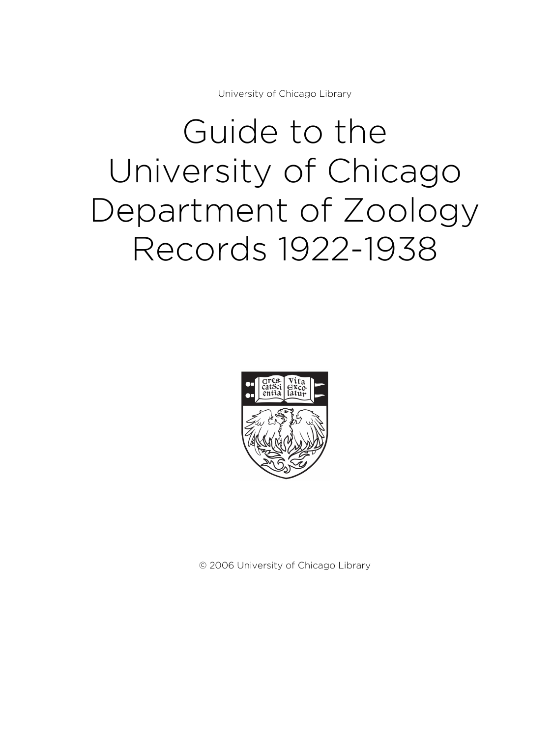University of Chicago Library

# Guide to the University of Chicago Department of Zoology Records 1922-1938

© 2006 University of Chicago Library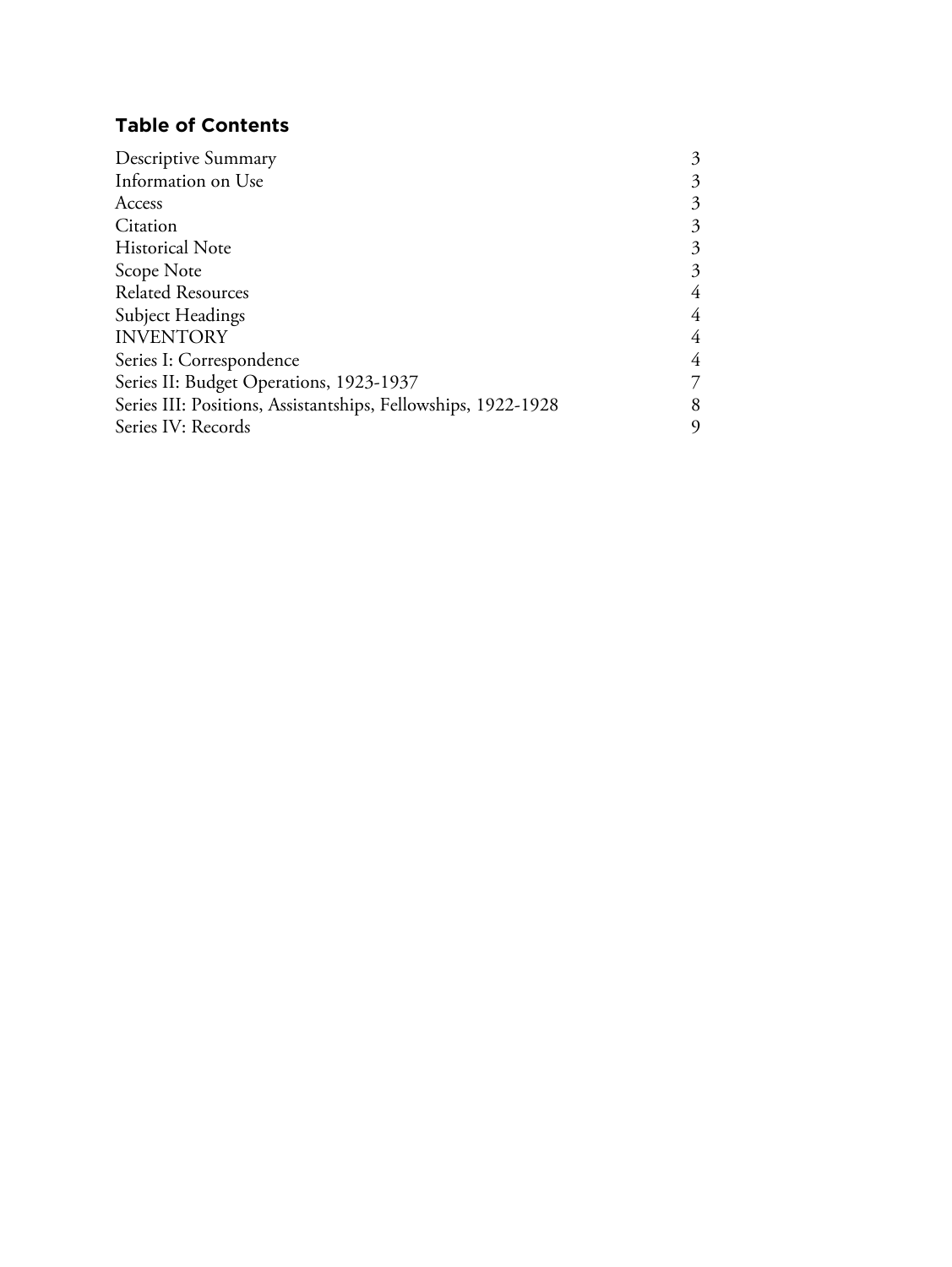## Table of Contents

| | |
|---|---|
| Descriptive Summary | 3 |
| Information on Use | 3 |
| Access | 3 |
| Citation | 3 |
| Historical Note | 3 |
| Scope Note | 3 |
| Related Resources | 4 |
| Subject Headings | 4 |
| INVENTORY | 4 |
| Series I: Correspondence | 4 |
| Series II: Budget Operations, 1923-1937 | 7 |
| Series III: Positions, Assistantships, Fellowships, 1922-1928 | 8 |
| Series IV: Records | 9 |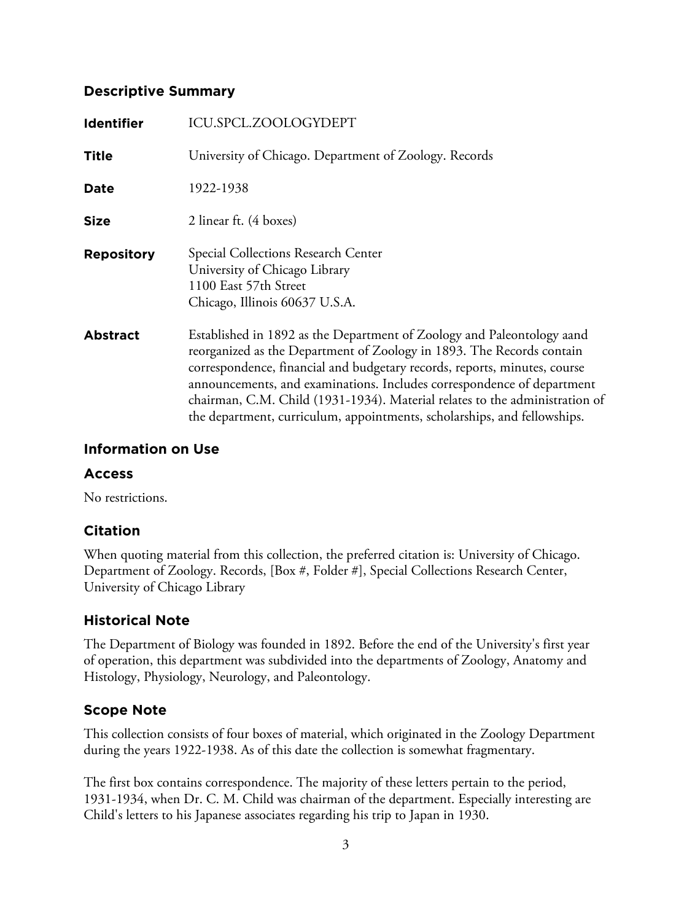## Descriptive Summary

| | |
|---|---|
| **Identifier** | ICU.SPCL.ZOOLOGYDEPT |
| **Title** | University of Chicago. Department of Zoology. Records |
| **Date** | 1922-1938 |
| **Size** | 2 linear ft. (4 boxes) |
| **Repository** | Special Collections Research Center<br>University of Chicago Library<br>1100 East 57th Street<br>Chicago, Illinois 60637 U.S.A. |
| **Abstract** | Established in 1892 as the Department of Zoology and Paleontology aand reorganized as the Department of Zoology in 1893. The Records contain correspondence, financial and budgetary records, reports, minutes, course announcements, and examinations. Includes correspondence of department chairman, C.M. Child (1931-1934). Material relates to the administration of the department, curriculum, appointments, scholarships, and fellowships. |

## Information on Use

### Access

No restrictions.

### Citation

When quoting material from this collection, the preferred citation is: University of Chicago. Department of Zoology. Records, [Box #, Folder #], Special Collections Research Center, University of Chicago Library

## Historical Note

The Department of Biology was founded in 1892. Before the end of the University's first year of operation, this department was subdivided into the departments of Zoology, Anatomy and Histology, Physiology, Neurology, and Paleontology.

## Scope Note

This collection consists of four boxes of material, which originated in the Zoology Department during the years 1922-1938. As of this date the collection is somewhat fragmentary.

The first box contains correspondence. The majority of these letters pertain to the period, 1931-1934, when Dr. C. M. Child was chairman of the department. Especially interesting are Child's letters to his Japanese associates regarding his trip to Japan in 1930.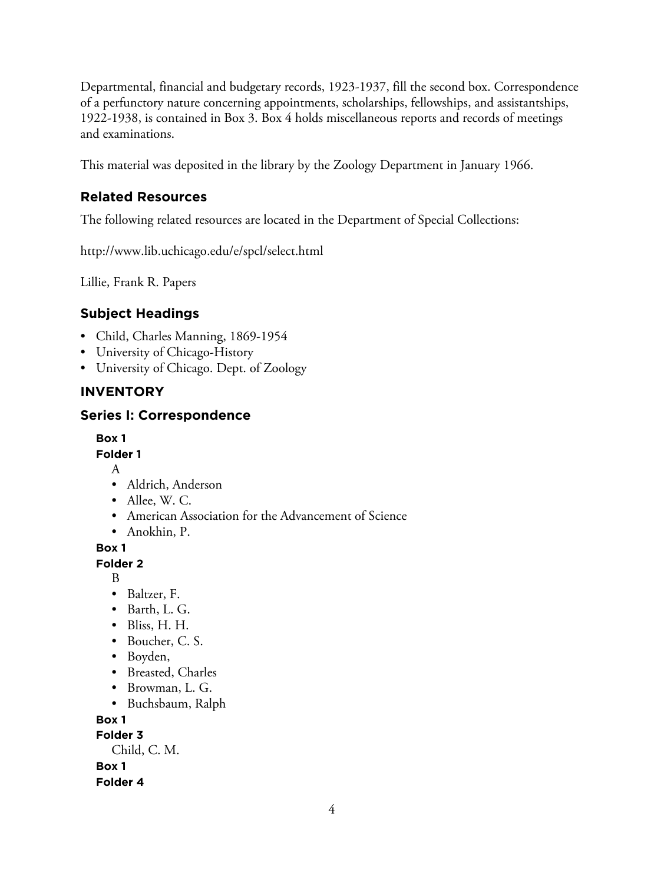Departmental, financial and budgetary records, 1923-1937, fill the second box. Correspondence of a perfunctory nature concerning appointments, scholarships, fellowships, and assistantships, 1922-1938, is contained in Box 3. Box 4 holds miscellaneous reports and records of meetings and examinations.

This material was deposited in the library by the Zoology Department in January 1966.

## Related Resources

The following related resources are located in the Department of Special Collections:

http://www.lib.uchicago.edu/e/spcl/select.html

Lillie, Frank R. Papers

## Subject Headings

- Child, Charles Manning, 1869-1954
- University of Chicago-History
- University of Chicago. Dept. of Zoology

## INVENTORY

## Series I: Correspondence

**Box 1**
**Folder 1**

A

- Aldrich, Anderson
- Allee, W. C.
- American Association for the Advancement of Science
- Anokhin, P.

**Box 1**
**Folder 2**

B

- Baltzer, F.
- Barth, L. G.
- Bliss, H. H.
- Boucher, C. S.
- Boyden,
- Breasted, Charles
- Browman, L. G.
- Buchsbaum, Ralph

**Box 1**
**Folder 3**

Child, C. M.

**Box 1**
**Folder 4**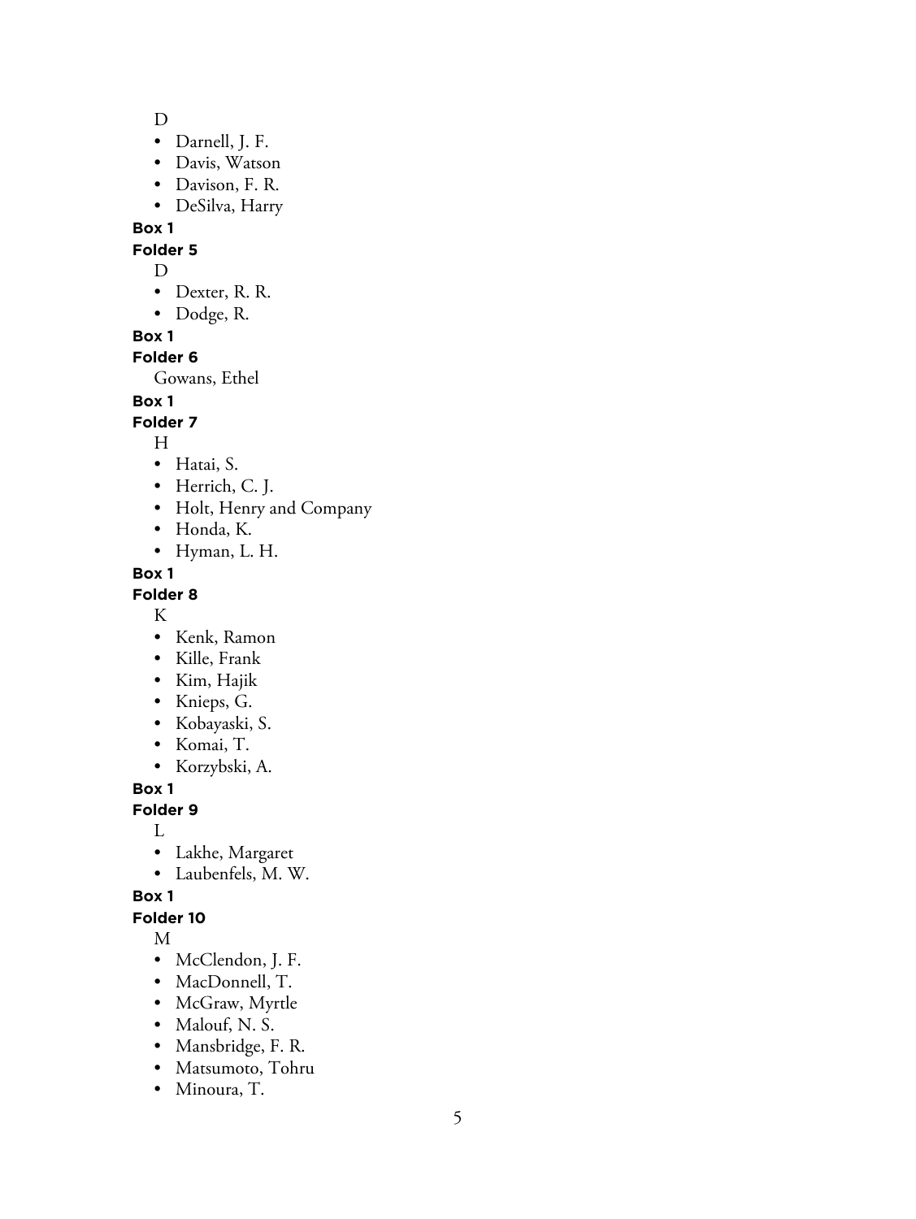D

- Darnell, J. F.
- Davis, Watson
- Davison, F. R.
- DeSilva, Harry

**Box 1**

**Folder 5**

D

- Dexter, R. R.
- Dodge, R.

**Box 1**

**Folder 6**

Gowans, Ethel

**Box 1**

**Folder 7**

H

- Hatai, S.
- Herrich, C. J.
- Holt, Henry and Company
- Honda, K.
- Hyman, L. H.

**Box 1**

**Folder 8**

K

- Kenk, Ramon
- Kille, Frank
- Kim, Hajik
- Knieps, G.
- Kobayaski, S.
- Komai, T.
- Korzybski, A.

**Box 1**

**Folder 9**

L

- Lakhe, Margaret
- Laubenfels, M. W.

**Box 1**

**Folder 10**

M

- McClendon, J. F.
- MacDonnell, T.
- McGraw, Myrtle
- Malouf, N. S.
- Mansbridge, F. R.
- Matsumoto, Tohru
- Minoura, T.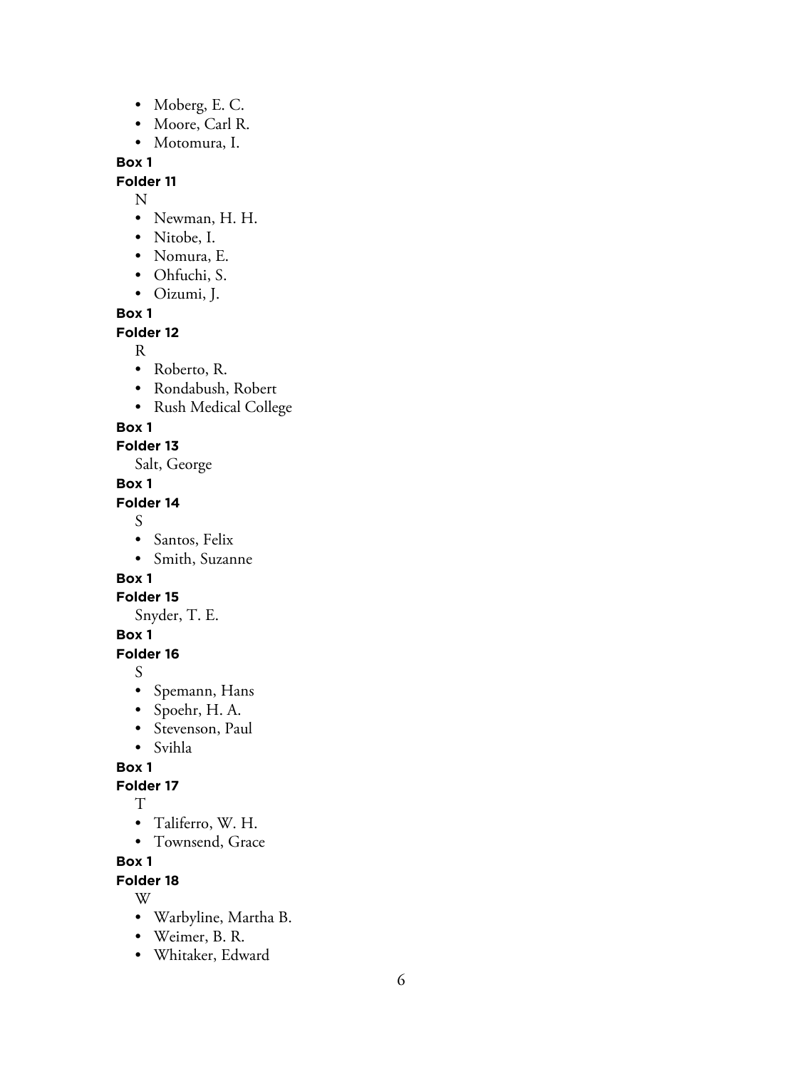- Moberg, E. C.
- Moore, Carl R.
- Motomura, I.

**Box 1**

**Folder 11**

N

- Newman, H. H.
- Nitobe, I.
- Nomura, E.
- Ohfuchi, S.
- Oizumi, J.

**Box 1**

**Folder 12**

R

- Roberto, R.
- Rondabush, Robert
- Rush Medical College

**Box 1**

**Folder 13**

Salt, George

**Box 1**

**Folder 14**

S

- Santos, Felix
- Smith, Suzanne

**Box 1**

**Folder 15**

Snyder, T. E.

**Box 1**

**Folder 16**

S

- Spemann, Hans
- Spoehr, H. A.
- Stevenson, Paul
- Svihla

**Box 1**

**Folder 17**

T

- Taliferro, W. H.
- Townsend, Grace

**Box 1**

**Folder 18**

W

- Warbyline, Martha B.
- Weimer, B. R.
- Whitaker, Edward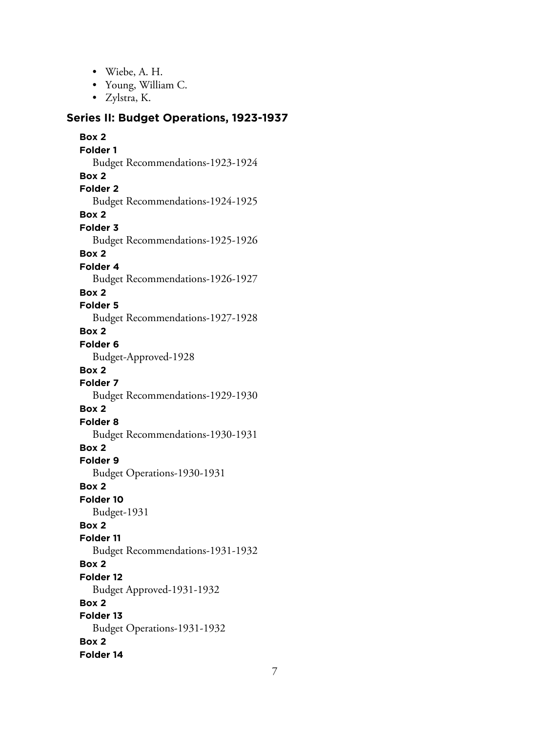- Wiebe, A. H.
- Young, William C.
- Zylstra, K.

## Series II: Budget Operations, 1923-1937

**Box 2**
**Folder 1**
Budget Recommendations-1923-1924

**Box 2**
**Folder 2**
Budget Recommendations-1924-1925

**Box 2**
**Folder 3**
Budget Recommendations-1925-1926

**Box 2**
**Folder 4**
Budget Recommendations-1926-1927

**Box 2**
**Folder 5**
Budget Recommendations-1927-1928

**Box 2**
**Folder 6**
Budget-Approved-1928

**Box 2**
**Folder 7**
Budget Recommendations-1929-1930

**Box 2**
**Folder 8**
Budget Recommendations-1930-1931

**Box 2**
**Folder 9**
Budget Operations-1930-1931

**Box 2**
**Folder 10**
Budget-1931

**Box 2**
**Folder 11**
Budget Recommendations-1931-1932

**Box 2**
**Folder 12**
Budget Approved-1931-1932

**Box 2**
**Folder 13**
Budget Operations-1931-1932

**Box 2**
**Folder 14**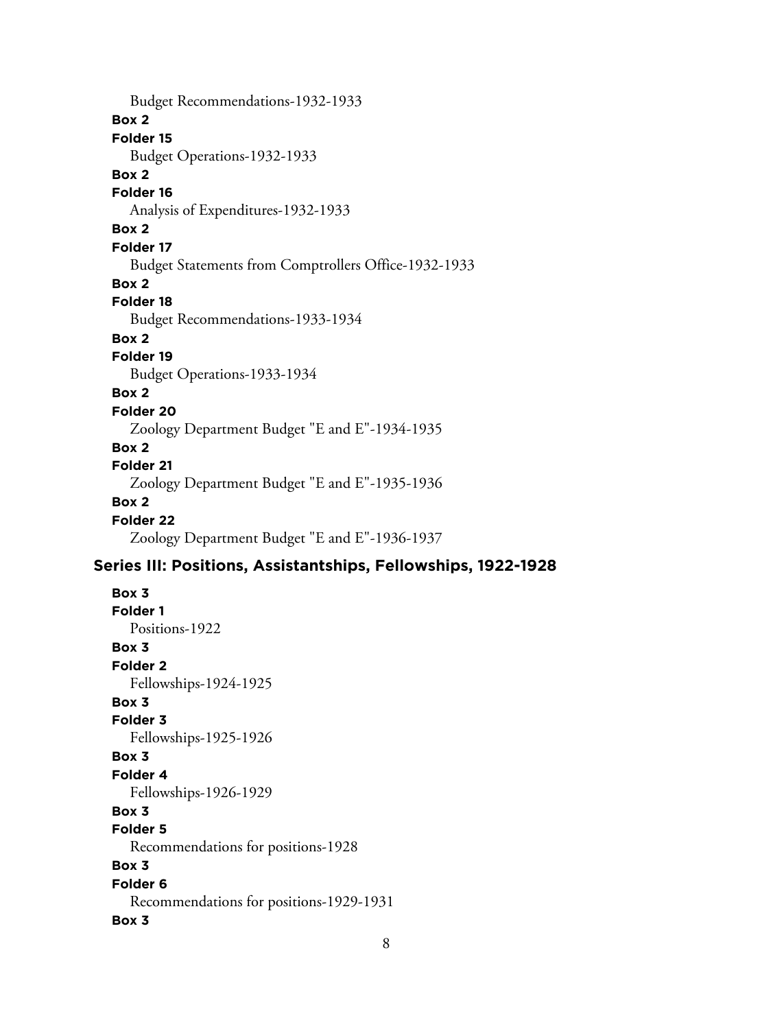Budget Recommendations-1932-1933

**Box 2**

**Folder 15**

Budget Operations-1932-1933

**Box 2**

**Folder 16**

Analysis of Expenditures-1932-1933

**Box 2**

**Folder 17**

Budget Statements from Comptrollers Office-1932-1933

**Box 2**

**Folder 18**

Budget Recommendations-1933-1934

**Box 2**

**Folder 19**

Budget Operations-1933-1934

**Box 2**

**Folder 20**

Zoology Department Budget "E and E"-1934-1935

**Box 2**

**Folder 21**

Zoology Department Budget "E and E"-1935-1936

**Box 2**

**Folder 22**

Zoology Department Budget "E and E"-1936-1937

## Series III: Positions, Assistantships, Fellowships, 1922-1928

**Box 3**

**Folder 1**

Positions-1922

**Box 3**

**Folder 2**

Fellowships-1924-1925

**Box 3**

**Folder 3**

Fellowships-1925-1926

**Box 3**

**Folder 4**

Fellowships-1926-1929

**Box 3**

**Folder 5**

Recommendations for positions-1928

**Box 3**

**Folder 6**

Recommendations for positions-1929-1931

**Box 3**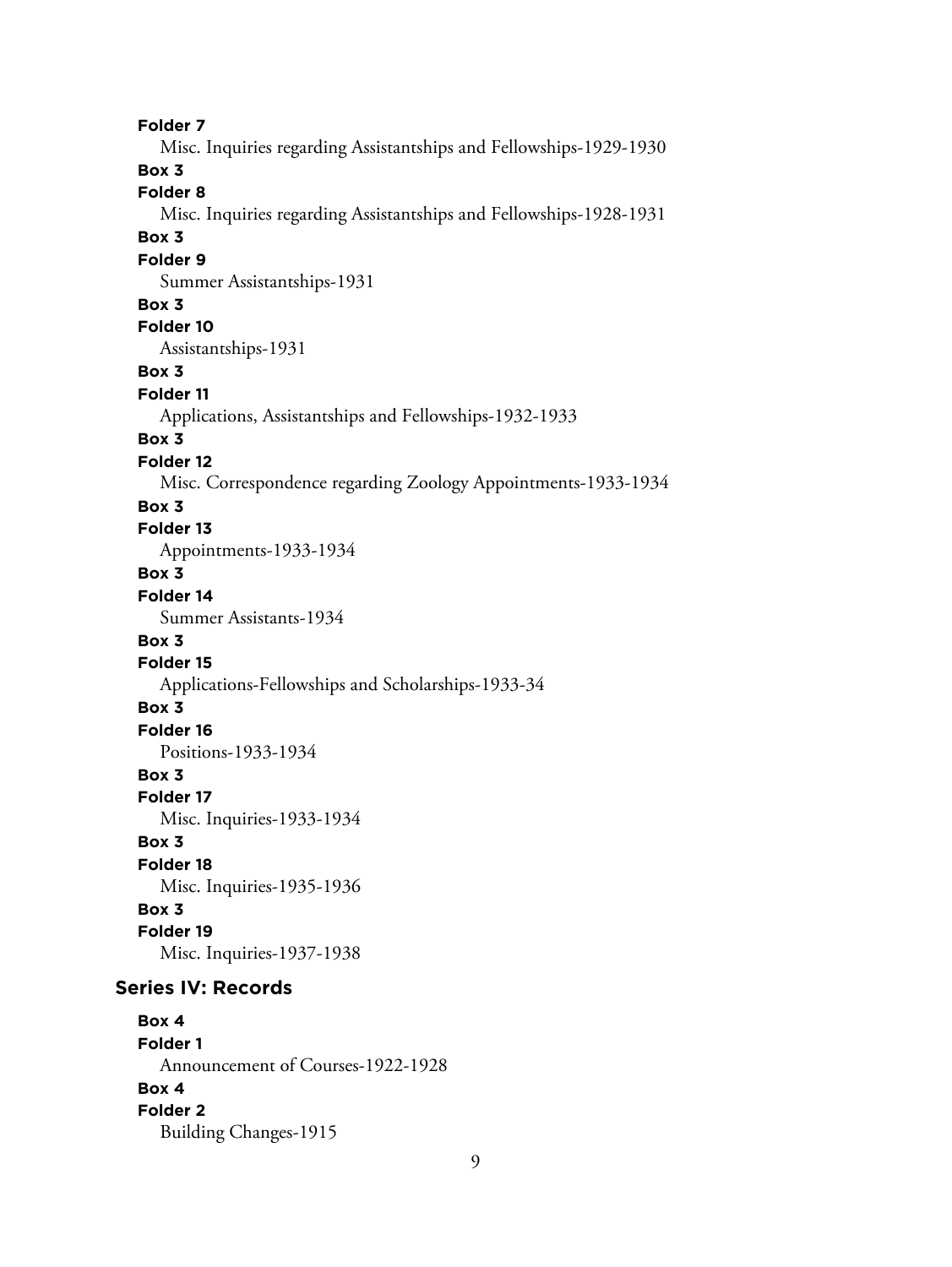**Folder 7**

Misc. Inquiries regarding Assistantships and Fellowships-1929-1930

**Box 3**

**Folder 8**

Misc. Inquiries regarding Assistantships and Fellowships-1928-1931

**Box 3**

**Folder 9**

Summer Assistantships-1931

**Box 3**

**Folder 10**

Assistantships-1931

**Box 3**

**Folder 11**

Applications, Assistantships and Fellowships-1932-1933

**Box 3**

**Folder 12**

Misc. Correspondence regarding Zoology Appointments-1933-1934

**Box 3**

**Folder 13**

Appointments-1933-1934

**Box 3**

**Folder 14**

Summer Assistants-1934

**Box 3**

**Folder 15**

Applications-Fellowships and Scholarships-1933-34

**Box 3**

**Folder 16**

Positions-1933-1934

**Box 3**

**Folder 17**

Misc. Inquiries-1933-1934

**Box 3**

**Folder 18**

Misc. Inquiries-1935-1936

**Box 3**

**Folder 19**

Misc. Inquiries-1937-1938

## Series IV: Records

**Box 4**

**Folder 1**

Announcement of Courses-1922-1928

**Box 4**

**Folder 2**

Building Changes-1915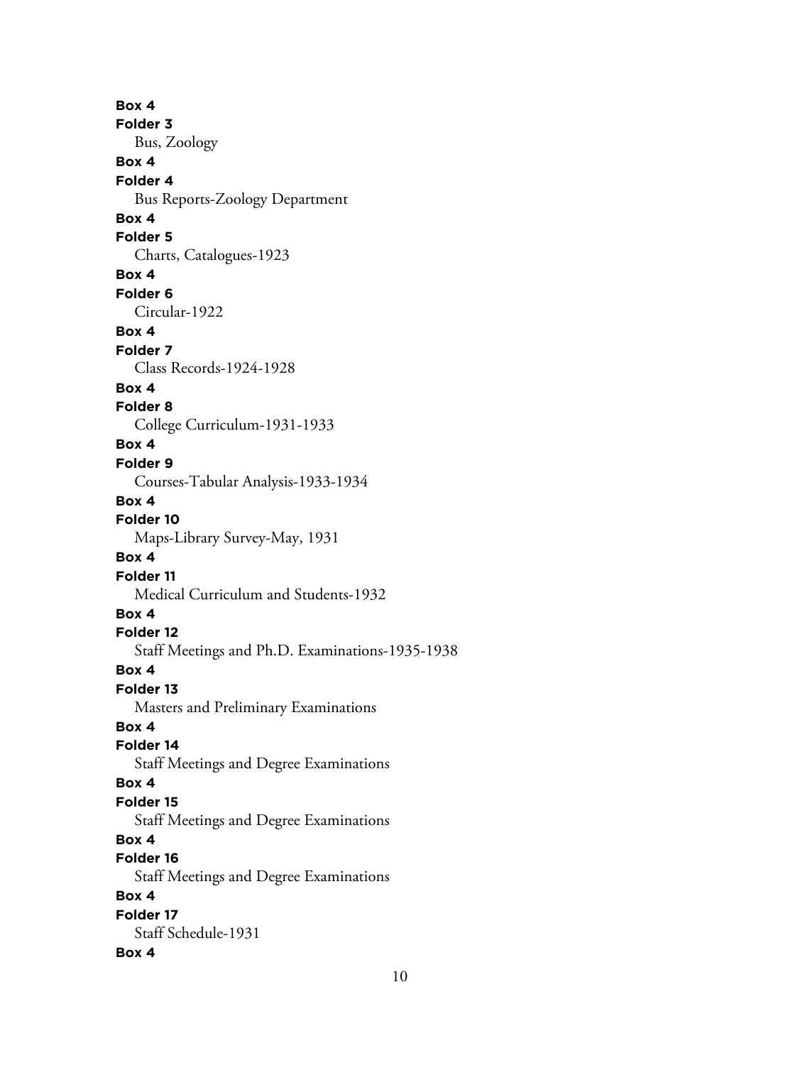**Box 4**
**Folder 3**
Bus, Zoology
**Box 4**
**Folder 4**
Bus Reports-Zoology Department
**Box 4**
**Folder 5**
Charts, Catalogues-1923
**Box 4**
**Folder 6**
Circular-1922
**Box 4**
**Folder 7**
Class Records-1924-1928
**Box 4**
**Folder 8**
College Curriculum-1931-1933
**Box 4**
**Folder 9**
Courses-Tabular Analysis-1933-1934
**Box 4**
**Folder 10**
Maps-Library Survey-May, 1931
**Box 4**
**Folder 11**
Medical Curriculum and Students-1932
**Box 4**
**Folder 12**
Staff Meetings and Ph.D. Examinations-1935-1938
**Box 4**
**Folder 13**
Masters and Preliminary Examinations
**Box 4**
**Folder 14**
Staff Meetings and Degree Examinations
**Box 4**
**Folder 15**
Staff Meetings and Degree Examinations
**Box 4**
**Folder 16**
Staff Meetings and Degree Examinations
**Box 4**
**Folder 17**
Staff Schedule-1931
**Box 4**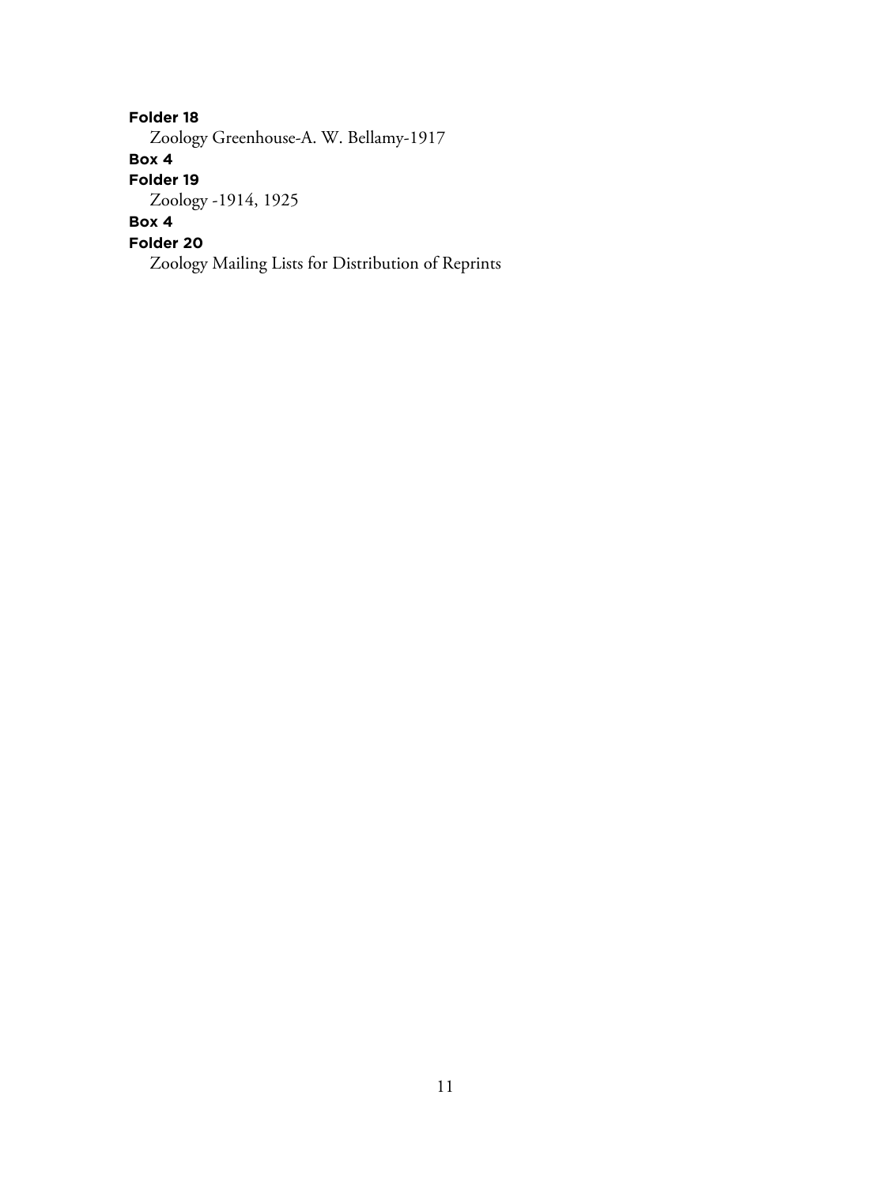**Folder 18**

Zoology Greenhouse-A. W. Bellamy-1917

**Box 4**

**Folder 19**

Zoology -1914, 1925

**Box 4**

**Folder 20**

Zoology Mailing Lists for Distribution of Reprints